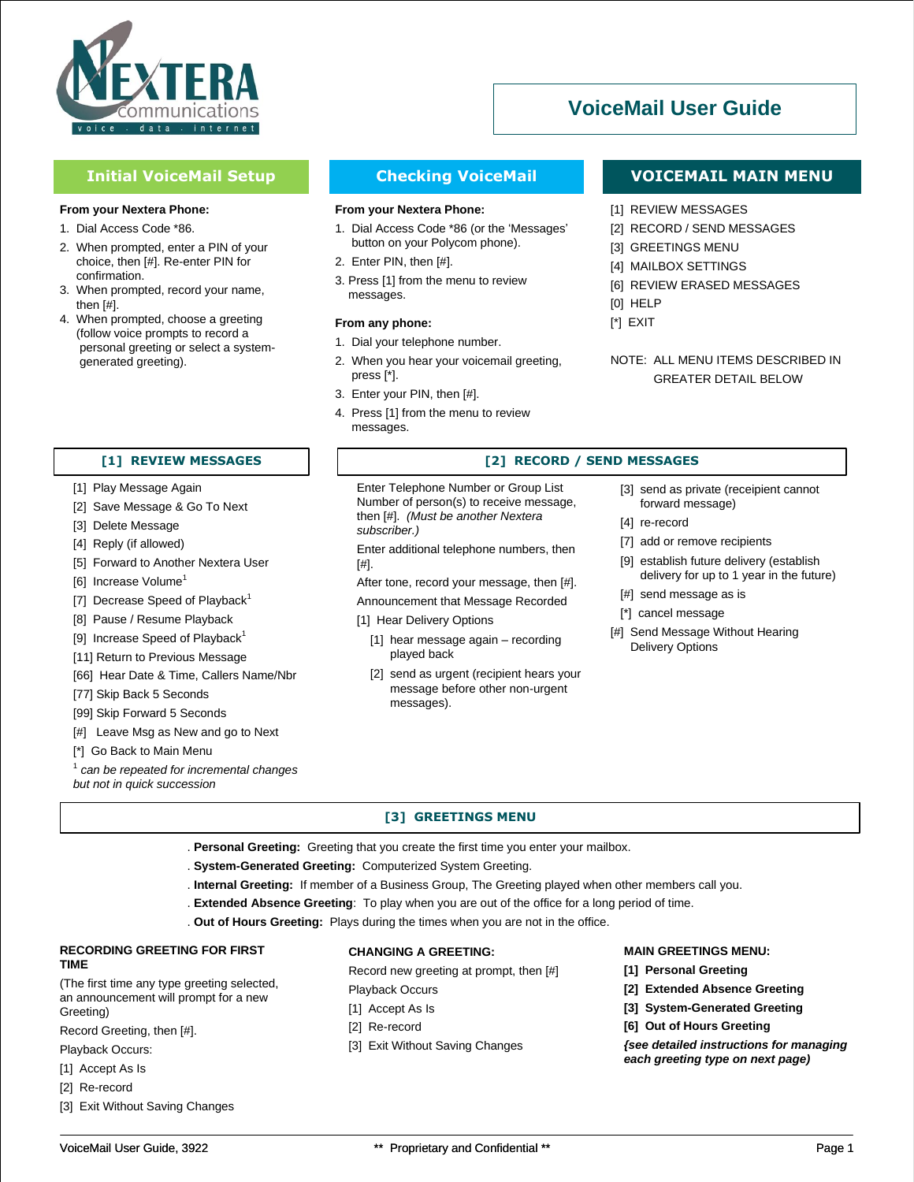# VoiceMail User Guide

## Initial VoiceMail Setup

**From your Nextera Phone:**

1. Dial Access Code *86.
2. When prompted, enter a PIN of your choice, then [#]. Re-enter PIN for confirmation.
3. When prompted, record your name, then [#].
4. When prompted, choose a greeting (follow voice prompts to record a personal greeting or select a system-generated greeting).

## Checking VoiceMail

**From your Nextera Phone:**

1. Dial Access Code *86 (or the 'Messages' button on your Polycom phone).
2. Enter PIN, then [#].
3. Press [1] from the menu to review messages.

**From any phone:**

1. Dial your telephone number.
2. When you hear your voicemail greeting, press [*].
3. Enter your PIN, then [#].
4. Press [1] from the menu to review messages.

## VOICEMAIL MAIN MENU

[1] REVIEW MESSAGES
[2] RECORD / SEND MESSAGES
[3] GREETINGS MENU
[4] MAILBOX SETTINGS
[6] REVIEW ERASED MESSAGES
[0] HELP
[*] EXIT

NOTE: ALL MENU ITEMS DESCRIBED IN GREATER DETAIL BELOW

## [1] REVIEW MESSAGES

[1] Play Message Again
[2] Save Message & Go To Next
[3] Delete Message
[4] Reply (if allowed)
[5] Forward to Another Nextera User
[6] Increase Volume[1]
[7] Decrease Speed of Playback[1]
[8] Pause / Resume Playback
[9] Increase Speed of Playback[1]
[11] Return to Previous Message
[66] Hear Date & Time, Callers Name/Nbr
[77] Skip Back 5 Seconds
[99] Skip Forward 5 Seconds
[#] Leave Msg as New and go to Next
[*] Go Back to Main Menu

[1] *can be repeated for incremental changes but not in quick succession*

## [2] RECORD / SEND MESSAGES

Enter Telephone Number or Group List Number of person(s) to receive message, then [#]. *(Must be another Nextera subscriber.)*

Enter additional telephone numbers, then [#].

After tone, record your message, then [#].

Announcement that Message Recorded

[1] Hear Delivery Options
- [1] hear message again – recording played back
- [2] send as urgent (recipient hears your message before other non-urgent messages).
- [3] send as private (receipient cannot forward message)
- [4] re-record
- [7] add or remove recipients
- [9] establish future delivery (establish delivery for up to 1 year in the future)
- [#] send message as is
- [*] cancel message

[#] Send Message Without Hearing Delivery Options

## [3] GREETINGS MENU

. **Personal Greeting:** Greeting that you create the first time you enter your mailbox.
. **System-Generated Greeting:** Computerized System Greeting.
. **Internal Greeting:** If member of a Business Group, The Greeting played when other members call you.
. **Extended Absence Greeting**: To play when you are out of the office for a long period of time.
. **Out of Hours Greeting:** Plays during the times when you are not in the office.

**RECORDING GREETING FOR FIRST TIME**

(The first time any type greeting selected, an announcement will prompt for a new Greeting)

Record Greeting, then [#].

Playback Occurs:

[1] Accept As Is
[2] Re-record
[3] Exit Without Saving Changes

**CHANGING A GREETING:**

Record new greeting at prompt, then [#]

Playback Occurs

[1] Accept As Is
[2] Re-record
[3] Exit Without Saving Changes

**MAIN GREETINGS MENU:**

**[1] Personal Greeting**
**[2] Extended Absence Greeting**
**[3] System-Generated Greeting**
**[6] Out of Hours Greeting**

***{see detailed instructions for managing each greeting type on next page)***

VoiceMail User Guide, 3922 ** Proprietary and Confidential **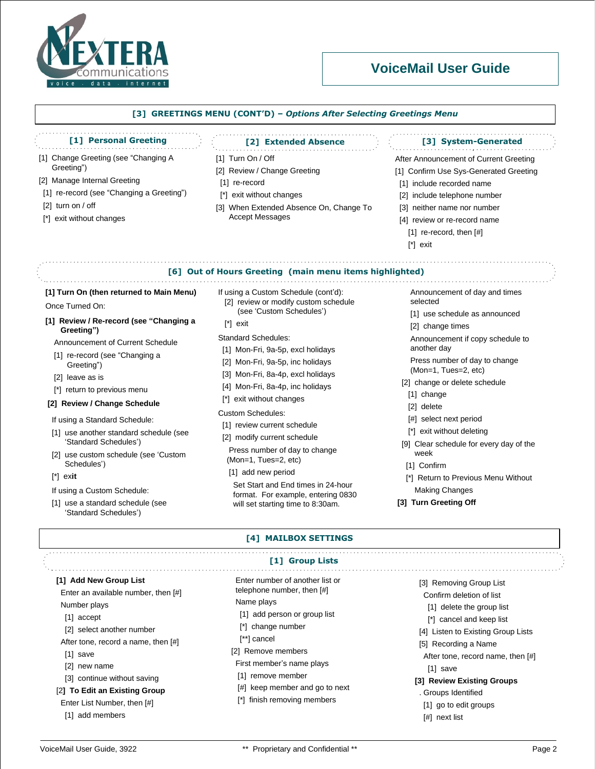# VoiceMail User Guide

## [3] GREETINGS MENU (CONT'D) – *Options After Selecting Greetings Menu*

### [1] Personal Greeting

[1] Change Greeting (see "Changing A Greeting")

[2] Manage Internal Greeting

- [1] re-record (see "Changing a Greeting")
- [2] turn on / off
- [*] exit without changes

### [2] Extended Absence

[1] Turn On / Off

[2] Review / Change Greeting

- [1] re-record
- [*] exit without changes

[3] When Extended Absence On, Change To Accept Messages

### [3] System-Generated

After Announcement of Current Greeting

[1] Confirm Use Sys-Generated Greeting

- [1] include recorded name
- [2] include telephone number
- [3] neither name nor number
- [4] review or re-record name
  - [1] re-record, then [#]
  - [*] exit

### [6] Out of Hours Greeting (main menu items highlighted)

**[1] Turn On (then returned to Main Menu)**

Once Turned On:

**[1] Review / Re-record (see "Changing a Greeting")**

Announcement of Current Schedule

- [1] re-record (see "Changing a Greeting")
- [2] leave as is
- [*] return to previous menu

**[2] Review / Change Schedule**

If using a Standard Schedule:

- [1] use another standard schedule (see 'Standard Schedules')
- [2] use custom schedule (see 'Custom Schedules')
- [*] exit

If using a Custom Schedule:

- [1] use a standard schedule (see 'Standard Schedules')

If using a Custom Schedule (cont'd):

- [2] review or modify custom schedule (see 'Custom Schedules')
- [*] exit

Standard Schedules:

- [1] Mon-Fri, 9a-5p, excl holidays
- [2] Mon-Fri, 9a-5p, inc holidays
- [3] Mon-Fri, 8a-4p, excl holidays
- [4] Mon-Fri, 8a-4p, inc holidays
- [*] exit without changes

Custom Schedules:

- [1] review current schedule
- [2] modify current schedule

Press number of day to change (Mon=1, Tues=2, etc)

- [1] add new period

Set Start and End times in 24-hour format. For example, entering 0830 will set starting time to 8:30am.

Announcement of day and times selected

- [1] use schedule as announced
- [2] change times

Announcement if copy schedule to another day

Press number of day to change (Mon=1, Tues=2, etc)

[2] change or delete schedule

- [1] change
- [2] delete
- [#] select next period
- [*] exit without deleting

[9] Clear schedule for every day of the week

- [1] Confirm
- [*] Return to Previous Menu Without Making Changes

**[3] Turn Greeting Off**

## [4] MAILBOX SETTINGS

### [1] Group Lists

**[1] Add New Group List**

Enter an available number, then [#]

Number plays

- [1] accept
- [2] select another number

After tone, record a name, then [#]

- [1] save
- [2] new name
- [3] continue without saving

**[2] To Edit an Existing Group**

Enter List Number, then [#]

- [1] add members

Enter number of another list or telephone number, then [#]

Name plays

- [1] add person or group list
- [*] change number
- [**] cancel

[2] Remove members

First member's name plays

- [1] remove member
- [#] keep member and go to next
- [*] finish removing members

[3] Removing Group List

Confirm deletion of list

- [1] delete the group list
- [*] cancel and keep list

[4] Listen to Existing Group Lists

[5] Recording a Name

After tone, record name, then [#]

- [1] save

**[3] Review Existing Groups**

. Groups Identified

- [1] go to edit groups
- [#] next list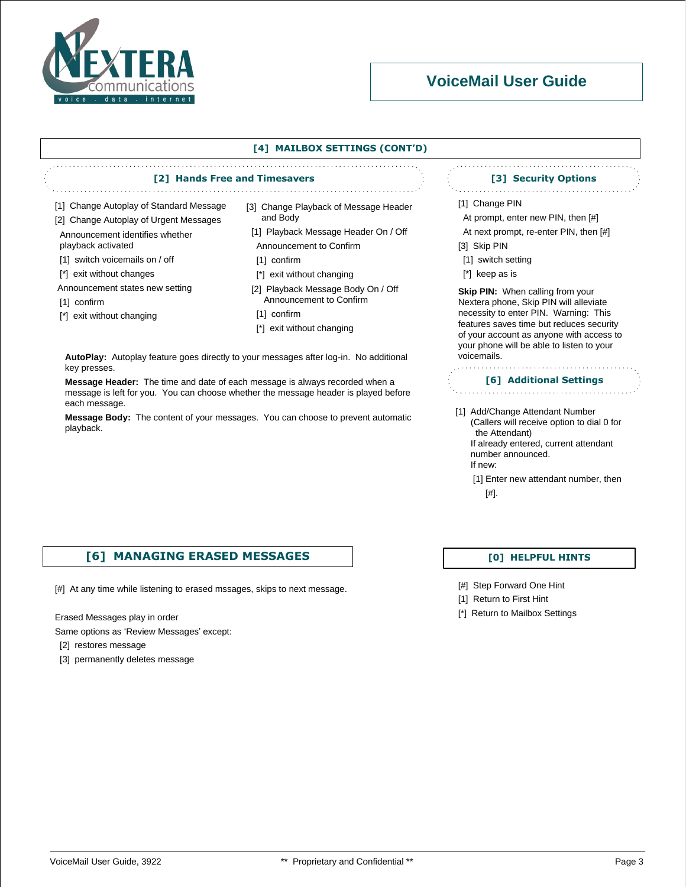# VoiceMail User Guide

## [4] MAILBOX SETTINGS (CONT'D)

### [2] Hands Free and Timesavers

[1] Change Autoplay of Standard Message

[2] Change Autoplay of Urgent Messages

Announcement identifies whether playback activated

[1] switch voicemails on / off

[*] exit without changes

Announcement states new setting

[1] confirm

[*] exit without changing

[3] Change Playback of Message Header and Body

[1] Playback Message Header On / Off

Announcement to Confirm

[1] confirm

[*] exit without changing

[2] Playback Message Body On / Off Announcement to Confirm

[1] confirm

[*] exit without changing

**AutoPlay:** Autoplay feature goes directly to your messages after log-in. No additional key presses.

**Message Header:** The time and date of each message is always recorded when a message is left for you. You can choose whether the message header is played before each message.

**Message Body:** The content of your messages. You can choose to prevent automatic playback.

### [3] Security Options

[1] Change PIN

At prompt, enter new PIN, then [#]

At next prompt, re-enter PIN, then [#]

[3] Skip PIN

[1] switch setting

[*] keep as is

**Skip PIN:** When calling from your Nextera phone, Skip PIN will alleviate necessity to enter PIN. Warning: This features saves time but reduces security of your account as anyone with access to your phone will be able to listen to your voicemails.

### [6] Additional Settings

[1] Add/Change Attendant Number
(Callers will receive option to dial 0 for the Attendant)
If already entered, current attendant number announced.
If new:

[1] Enter new attendant number, then [#].

## [6] MANAGING ERASED MESSAGES

[#] At any time while listening to erased mssages, skips to next message.

Erased Messages play in order

Same options as 'Review Messages' except:

[2] restores message

[3] permanently deletes message

## [0] HELPFUL HINTS

[#] Step Forward One Hint

[1] Return to First Hint

[*] Return to Mailbox Settings